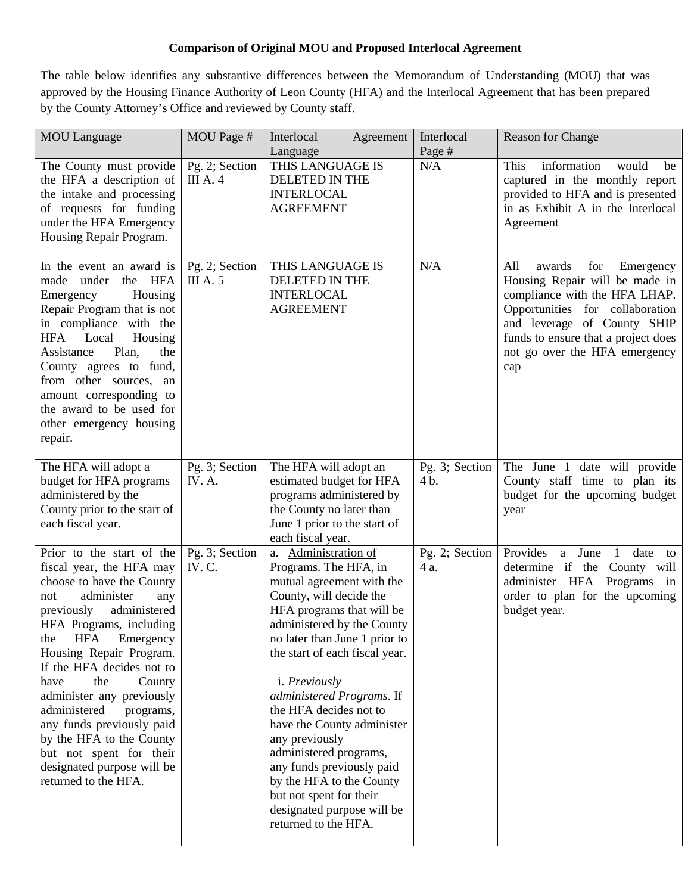**Comparison of Original MOU and Proposed Interlocal Agreement**

The table below identifies any substantive differences between the Memorandum of Understanding (MOU) that was approved by the Housing Finance Authority of Leon County (HFA) and the Interlocal Agreement that has been prepared by the County Attorney's Office and reviewed by County staff.

| MOU Language | MOU Page # | Interlocal Agreement Language | Interlocal Page # | Reason for Change |
|---|---|---|---|---|
| The County must provide the HFA a description of the intake and processing of requests for funding under the HFA Emergency Housing Repair Program. | Pg. 2; Section III A. 4 | THIS LANGUAGE IS DELETED IN THE INTERLOCAL AGREEMENT | N/A | This information would be captured in the monthly report provided to HFA and is presented in as Exhibit A in the Interlocal Agreement |
| In the event an award is made under the HFA Emergency Housing Repair Program that is not in compliance with the HFA Local Housing Assistance Plan, the County agrees to fund, from other sources, an amount corresponding to the award to be used for other emergency housing repair. | Pg. 2; Section III A. 5 | THIS LANGUAGE IS DELETED IN THE INTERLOCAL AGREEMENT | N/A | All awards for Emergency Housing Repair will be made in compliance with the HFA LHAP. Opportunities for collaboration and leverage of County SHIP funds to ensure that a project does not go over the HFA emergency cap |
| The HFA will adopt a budget for HFA programs administered by the County prior to the start of each fiscal year. | Pg. 3; Section IV. A. | The HFA will adopt an estimated budget for HFA programs administered by the County no later than June 1 prior to the start of each fiscal year. | Pg. 3; Section 4 b. | The June 1 date will provide County staff time to plan its budget for the upcoming budget year |
| Prior to the start of the fiscal year, the HFA may choose to have the County not administer any previously administered HFA Programs, including the HFA Emergency Housing Repair Program. If the HFA decides not to have the County administer any previously administered programs, any funds previously paid by the HFA to the County but not spent for their designated purpose will be returned to the HFA. | Pg. 3; Section IV. C. | a. Administration of Programs. The HFA, in mutual agreement with the County, will decide the HFA programs that will be administered by the County no later than June 1 prior to the start of each fiscal year.<br><br>i. *Previously administered Programs*. If the HFA decides not to have the County administer any previously administered programs, any funds previously paid by the HFA to the County but not spent for their designated purpose will be returned to the HFA. | Pg. 2; Section 4 a. | Provides a June 1 date to determine if the County will administer HFA Programs in order to plan for the upcoming budget year. |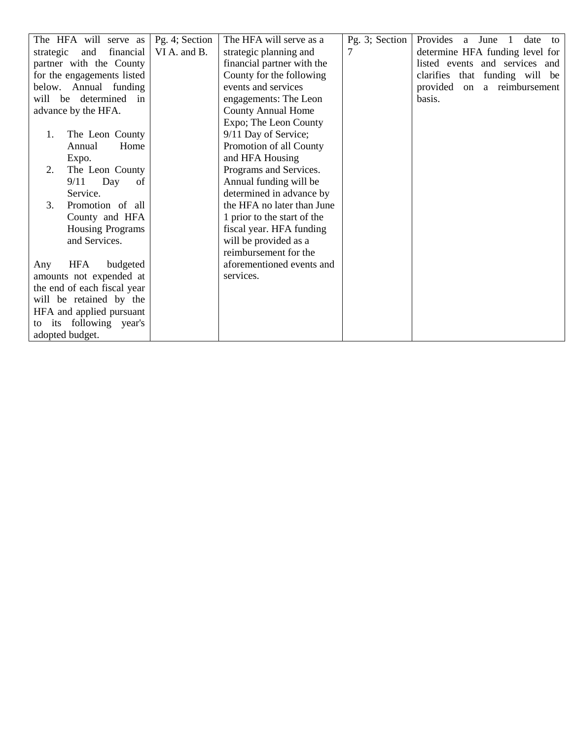| | | | | |
|---|---|---|---|---|
| The HFA will serve as strategic and financial partner with the County for the engagements listed below. Annual funding will be determined in advance by the HFA.<br><br>1. The Leon County Annual Home Expo.<br>2. The Leon County 9/11 Day of Service.<br>3. Promotion of all County and HFA Housing Programs and Services.<br><br>Any HFA budgeted amounts not expended at the end of each fiscal year will be retained by the HFA and applied pursuant to its following year's adopted budget. | Pg. 4; Section VI A. and B. | The HFA will serve as a strategic planning and financial partner with the County for the following events and services engagements: The Leon County Annual Home Expo; The Leon County 9/11 Day of Service; Promotion of all County and HFA Housing Programs and Services. Annual funding will be determined in advance by the HFA no later than June 1 prior to the start of the fiscal year. HFA funding will be provided as a reimbursement for the aforementioned events and services. | Pg. 3; Section 7 | Provides a June 1 date to determine HFA funding level for listed events and services and clarifies that funding will be provided on a reimbursement basis. |